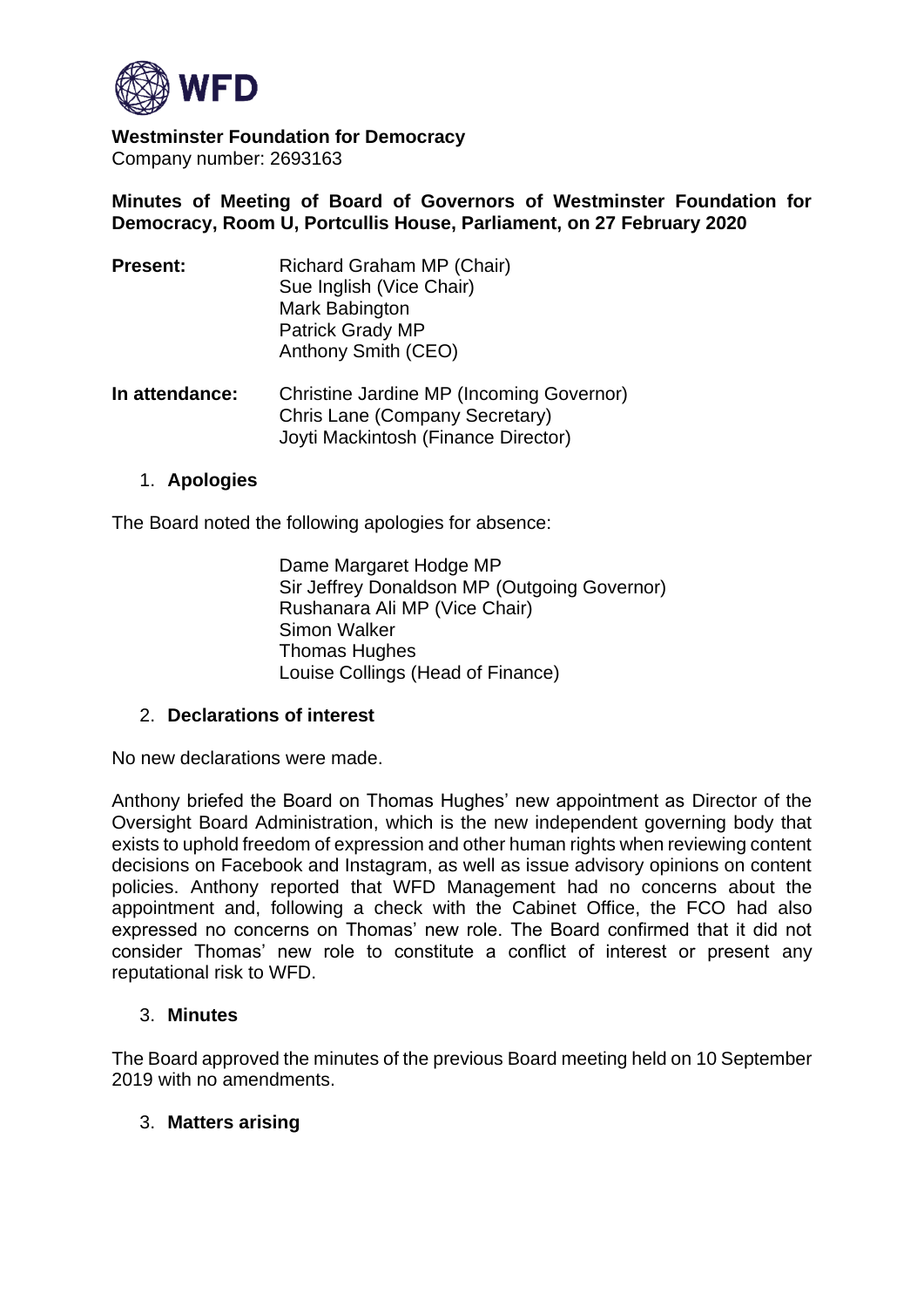WFD

**Westminster Foundation for Democracy**
Company number: 2693163

**Minutes of Meeting of Board of Governors of Westminster Foundation for Democracy, Room U, Portcullis House, Parliament, on 27 February 2020**

| | |
|---|---|
| **Present:** | Richard Graham MP (Chair) |
| | Sue Inglish (Vice Chair) |
| | Mark Babington |
| | Patrick Grady MP |
| | Anthony Smith (CEO) |
| **In attendance:** | Christine Jardine MP (Incoming Governor) |
| | Chris Lane (Company Secretary) |
| | Joyti Mackintosh (Finance Director) |

1. **Apologies**

The Board noted the following apologies for absence:

Dame Margaret Hodge MP
Sir Jeffrey Donaldson MP (Outgoing Governor)
Rushanara Ali MP (Vice Chair)
Simon Walker
Thomas Hughes
Louise Collings (Head of Finance)

2. **Declarations of interest**

No new declarations were made.

Anthony briefed the Board on Thomas Hughes' new appointment as Director of the Oversight Board Administration, which is the new independent governing body that exists to uphold freedom of expression and other human rights when reviewing content decisions on Facebook and Instagram, as well as issue advisory opinions on content policies. Anthony reported that WFD Management had no concerns about the appointment and, following a check with the Cabinet Office, the FCO had also expressed no concerns on Thomas' new role. The Board confirmed that it did not consider Thomas' new role to constitute a conflict of interest or present any reputational risk to WFD.

3. **Minutes**

The Board approved the minutes of the previous Board meeting held on 10 September 2019 with no amendments.

3. **Matters arising**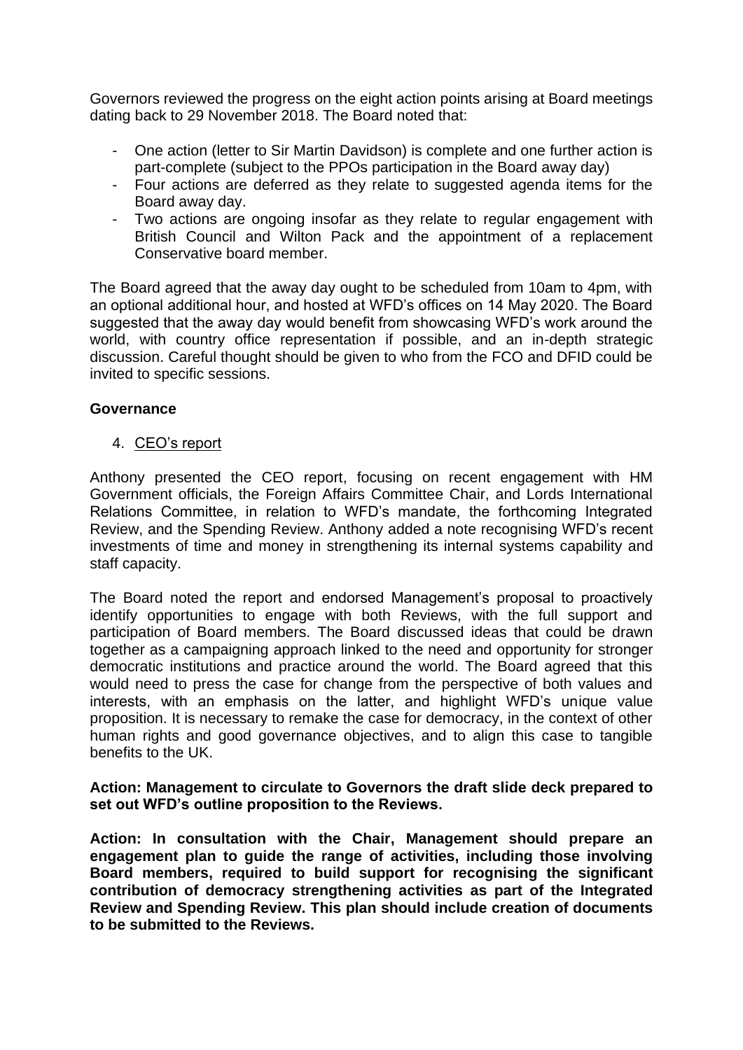Governors reviewed the progress on the eight action points arising at Board meetings dating back to 29 November 2018. The Board noted that:

- One action (letter to Sir Martin Davidson) is complete and one further action is part-complete (subject to the PPOs participation in the Board away day)
- Four actions are deferred as they relate to suggested agenda items for the Board away day.
- Two actions are ongoing insofar as they relate to regular engagement with British Council and Wilton Pack and the appointment of a replacement Conservative board member.

The Board agreed that the away day ought to be scheduled from 10am to 4pm, with an optional additional hour, and hosted at WFD's offices on 14 May 2020. The Board suggested that the away day would benefit from showcasing WFD's work around the world, with country office representation if possible, and an in-depth strategic discussion. Careful thought should be given to who from the FCO and DFID could be invited to specific sessions.

**Governance**

4. CEO's report

Anthony presented the CEO report, focusing on recent engagement with HM Government officials, the Foreign Affairs Committee Chair, and Lords International Relations Committee, in relation to WFD's mandate, the forthcoming Integrated Review, and the Spending Review. Anthony added a note recognising WFD's recent investments of time and money in strengthening its internal systems capability and staff capacity.

The Board noted the report and endorsed Management's proposal to proactively identify opportunities to engage with both Reviews, with the full support and participation of Board members. The Board discussed ideas that could be drawn together as a campaigning approach linked to the need and opportunity for stronger democratic institutions and practice around the world. The Board agreed that this would need to press the case for change from the perspective of both values and interests, with an emphasis on the latter, and highlight WFD's unique value proposition. It is necessary to remake the case for democracy, in the context of other human rights and good governance objectives, and to align this case to tangible benefits to the UK.

**Action: Management to circulate to Governors the draft slide deck prepared to set out WFD's outline proposition to the Reviews.**

**Action: In consultation with the Chair, Management should prepare an engagement plan to guide the range of activities, including those involving Board members, required to build support for recognising the significant contribution of democracy strengthening activities as part of the Integrated Review and Spending Review. This plan should include creation of documents to be submitted to the Reviews.**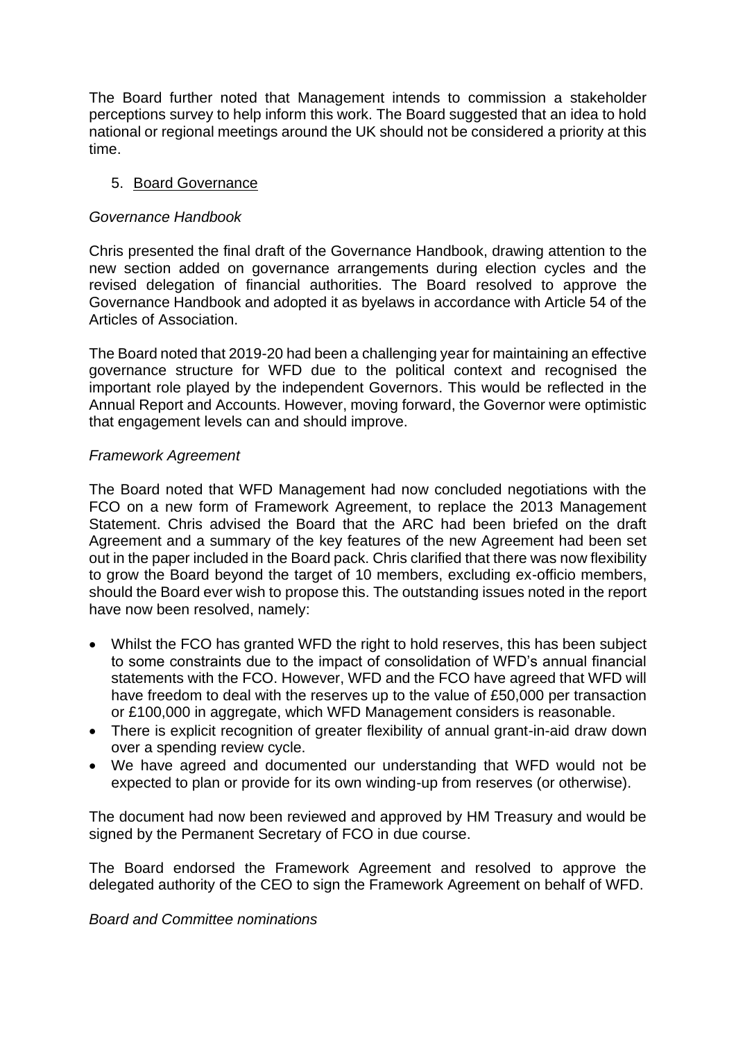The Board further noted that Management intends to commission a stakeholder perceptions survey to help inform this work. The Board suggested that an idea to hold national or regional meetings around the UK should not be considered a priority at this time.

5. Board Governance

*Governance Handbook*

Chris presented the final draft of the Governance Handbook, drawing attention to the new section added on governance arrangements during election cycles and the revised delegation of financial authorities. The Board resolved to approve the Governance Handbook and adopted it as byelaws in accordance with Article 54 of the Articles of Association.

The Board noted that 2019-20 had been a challenging year for maintaining an effective governance structure for WFD due to the political context and recognised the important role played by the independent Governors. This would be reflected in the Annual Report and Accounts. However, moving forward, the Governor were optimistic that engagement levels can and should improve.

*Framework Agreement*

The Board noted that WFD Management had now concluded negotiations with the FCO on a new form of Framework Agreement, to replace the 2013 Management Statement. Chris advised the Board that the ARC had been briefed on the draft Agreement and a summary of the key features of the new Agreement had been set out in the paper included in the Board pack. Chris clarified that there was now flexibility to grow the Board beyond the target of 10 members, excluding ex-officio members, should the Board ever wish to propose this. The outstanding issues noted in the report have now been resolved, namely:

- Whilst the FCO has granted WFD the right to hold reserves, this has been subject to some constraints due to the impact of consolidation of WFD's annual financial statements with the FCO. However, WFD and the FCO have agreed that WFD will have freedom to deal with the reserves up to the value of £50,000 per transaction or £100,000 in aggregate, which WFD Management considers is reasonable.
- There is explicit recognition of greater flexibility of annual grant-in-aid draw down over a spending review cycle.
- We have agreed and documented our understanding that WFD would not be expected to plan or provide for its own winding-up from reserves (or otherwise).

The document had now been reviewed and approved by HM Treasury and would be signed by the Permanent Secretary of FCO in due course.

The Board endorsed the Framework Agreement and resolved to approve the delegated authority of the CEO to sign the Framework Agreement on behalf of WFD.

*Board and Committee nominations*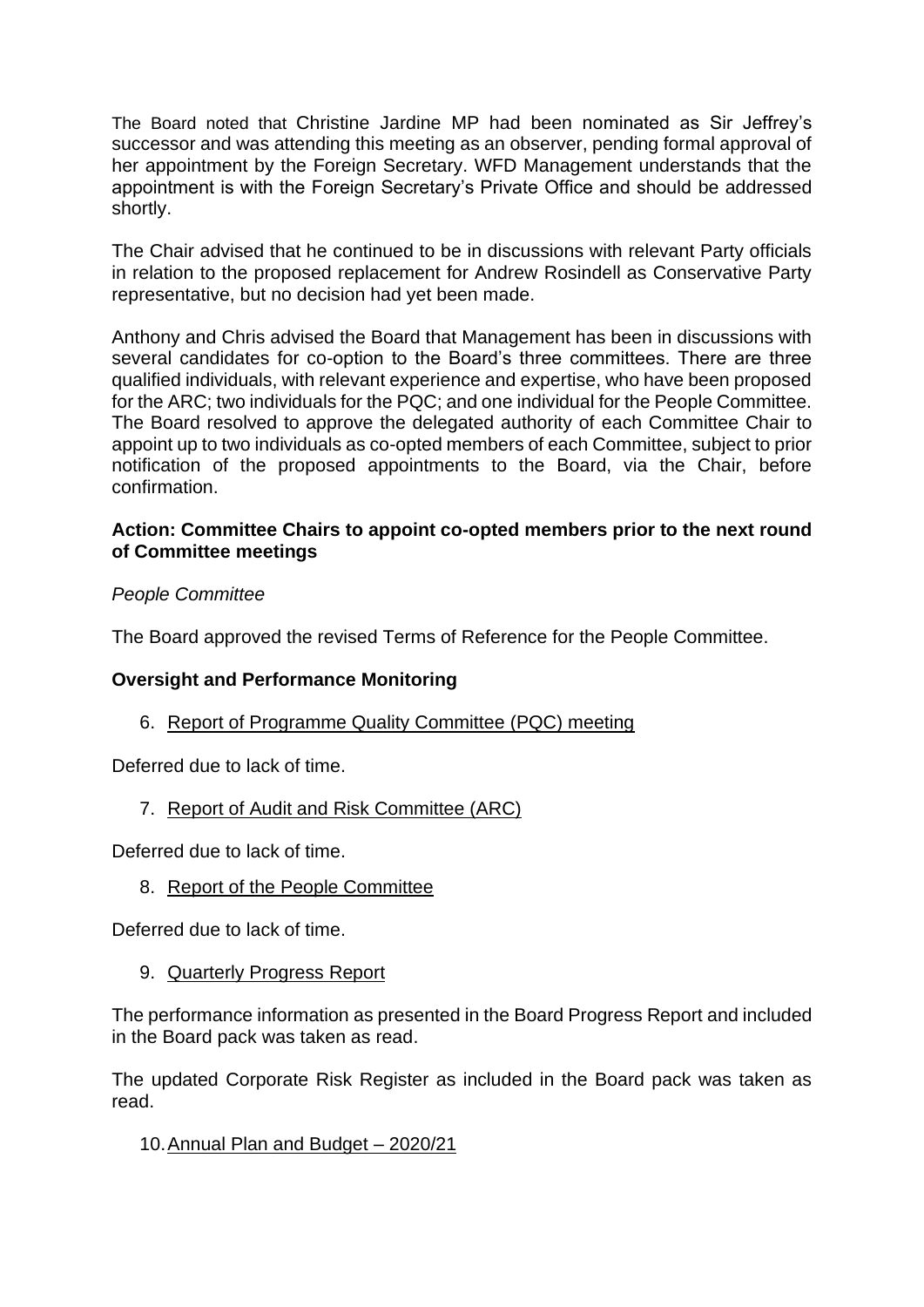The Board noted that Christine Jardine MP had been nominated as Sir Jeffrey's successor and was attending this meeting as an observer, pending formal approval of her appointment by the Foreign Secretary. WFD Management understands that the appointment is with the Foreign Secretary's Private Office and should be addressed shortly.

The Chair advised that he continued to be in discussions with relevant Party officials in relation to the proposed replacement for Andrew Rosindell as Conservative Party representative, but no decision had yet been made.

Anthony and Chris advised the Board that Management has been in discussions with several candidates for co-option to the Board's three committees. There are three qualified individuals, with relevant experience and expertise, who have been proposed for the ARC; two individuals for the PQC; and one individual for the People Committee. The Board resolved to approve the delegated authority of each Committee Chair to appoint up to two individuals as co-opted members of each Committee, subject to prior notification of the proposed appointments to the Board, via the Chair, before confirmation.

**Action: Committee Chairs to appoint co-opted members prior to the next round of Committee meetings**

*People Committee*

The Board approved the revised Terms of Reference for the People Committee.

**Oversight and Performance Monitoring**

6. Report of Programme Quality Committee (PQC) meeting

Deferred due to lack of time.

7. Report of Audit and Risk Committee (ARC)

Deferred due to lack of time.

8. Report of the People Committee

Deferred due to lack of time.

9. Quarterly Progress Report

The performance information as presented in the Board Progress Report and included in the Board pack was taken as read.

The updated Corporate Risk Register as included in the Board pack was taken as read.

10. Annual Plan and Budget – 2020/21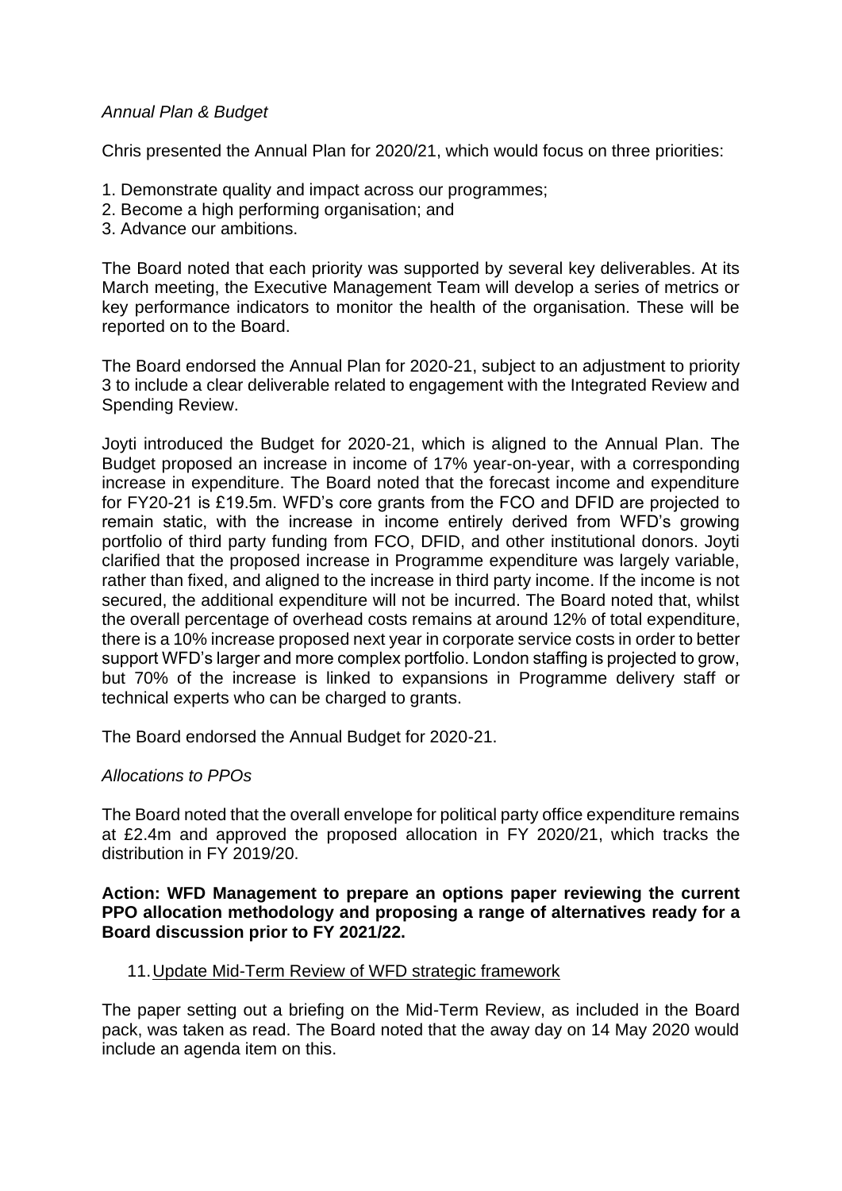*Annual Plan & Budget*

Chris presented the Annual Plan for 2020/21, which would focus on three priorities:

1. Demonstrate quality and impact across our programmes;
2. Become a high performing organisation; and
3. Advance our ambitions.

The Board noted that each priority was supported by several key deliverables. At its March meeting, the Executive Management Team will develop a series of metrics or key performance indicators to monitor the health of the organisation. These will be reported on to the Board.

The Board endorsed the Annual Plan for 2020-21, subject to an adjustment to priority 3 to include a clear deliverable related to engagement with the Integrated Review and Spending Review.

Joyti introduced the Budget for 2020-21, which is aligned to the Annual Plan. The Budget proposed an increase in income of 17% year-on-year, with a corresponding increase in expenditure. The Board noted that the forecast income and expenditure for FY20-21 is £19.5m. WFD's core grants from the FCO and DFID are projected to remain static, with the increase in income entirely derived from WFD's growing portfolio of third party funding from FCO, DFID, and other institutional donors. Joyti clarified that the proposed increase in Programme expenditure was largely variable, rather than fixed, and aligned to the increase in third party income. If the income is not secured, the additional expenditure will not be incurred. The Board noted that, whilst the overall percentage of overhead costs remains at around 12% of total expenditure, there is a 10% increase proposed next year in corporate service costs in order to better support WFD's larger and more complex portfolio. London staffing is projected to grow, but 70% of the increase is linked to expansions in Programme delivery staff or technical experts who can be charged to grants.

The Board endorsed the Annual Budget for 2020-21.

*Allocations to PPOs*

The Board noted that the overall envelope for political party office expenditure remains at £2.4m and approved the proposed allocation in FY 2020/21, which tracks the distribution in FY 2019/20.

**Action: WFD Management to prepare an options paper reviewing the current PPO allocation methodology and proposing a range of alternatives ready for a Board discussion prior to FY 2021/22.**

11. Update Mid-Term Review of WFD strategic framework

The paper setting out a briefing on the Mid-Term Review, as included in the Board pack, was taken as read. The Board noted that the away day on 14 May 2020 would include an agenda item on this.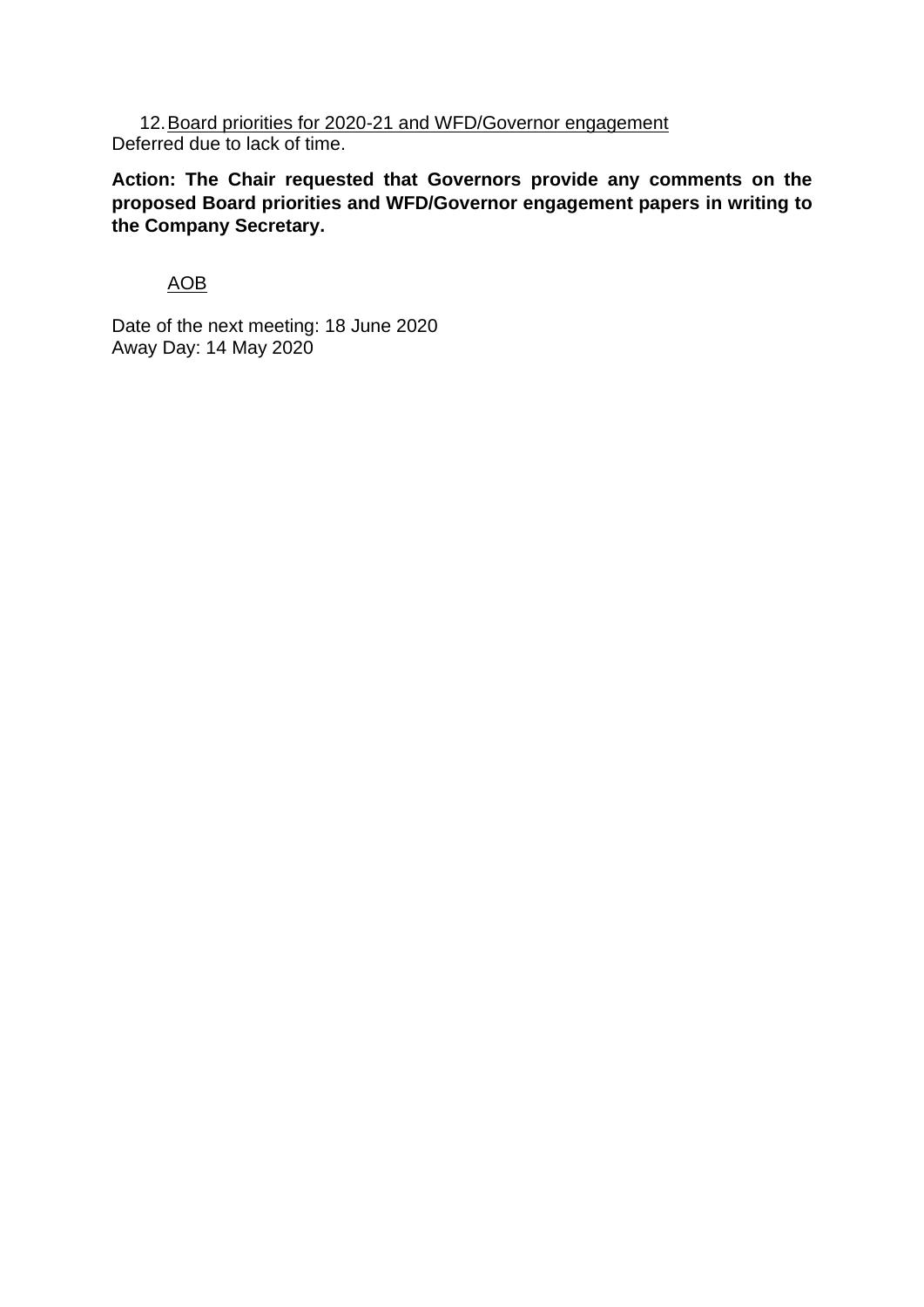12. <u>Board priorities for 2020-21 and WFD/Governor engagement</u>

Deferred due to lack of time.

**Action: The Chair requested that Governors provide any comments on the proposed Board priorities and WFD/Governor engagement papers in writing to the Company Secretary.**

<u>AOB</u>

Date of the next meeting: 18 June 2020
Away Day: 14 May 2020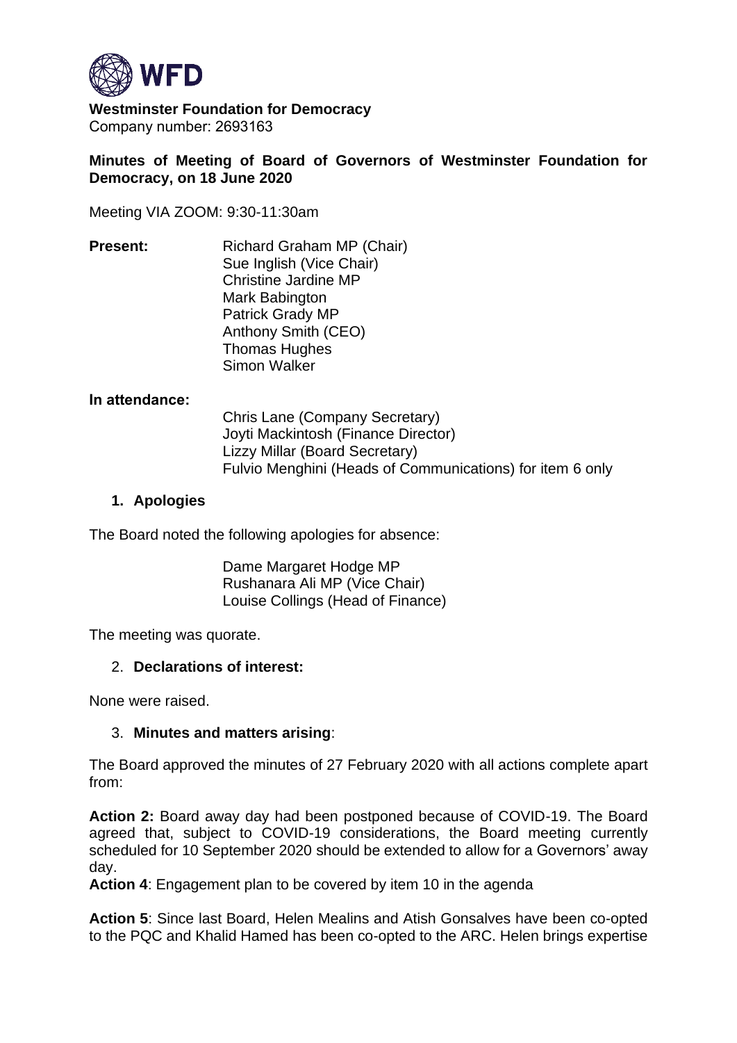**Westminster Foundation for Democracy**
Company number: 2693163

**Minutes of Meeting of Board of Governors of Westminster Foundation for Democracy, on 18 June 2020**

Meeting VIA ZOOM: 9:30-11:30am

**Present:**
Richard Graham MP (Chair)
Sue Inglish (Vice Chair)
Christine Jardine MP
Mark Babington
Patrick Grady MP
Anthony Smith (CEO)
Thomas Hughes
Simon Walker

**In attendance:**
Chris Lane (Company Secretary)
Joyti Mackintosh (Finance Director)
Lizzy Millar (Board Secretary)
Fulvio Menghini (Heads of Communications) for item 6 only

1. **Apologies**

The Board noted the following apologies for absence:

Dame Margaret Hodge MP
Rushanara Ali MP (Vice Chair)
Louise Collings (Head of Finance)

The meeting was quorate.

2. **Declarations of interest:**

None were raised.

3. **Minutes and matters arising**:

The Board approved the minutes of 27 February 2020 with all actions complete apart from:

**Action 2:** Board away day had been postponed because of COVID-19. The Board agreed that, subject to COVID-19 considerations, the Board meeting currently scheduled for 10 September 2020 should be extended to allow for a Governors' away day.

**Action 4**: Engagement plan to be covered by item 10 in the agenda

**Action 5**: Since last Board, Helen Mealins and Atish Gonsalves have been co-opted to the PQC and Khalid Hamed has been co-opted to the ARC. Helen brings expertise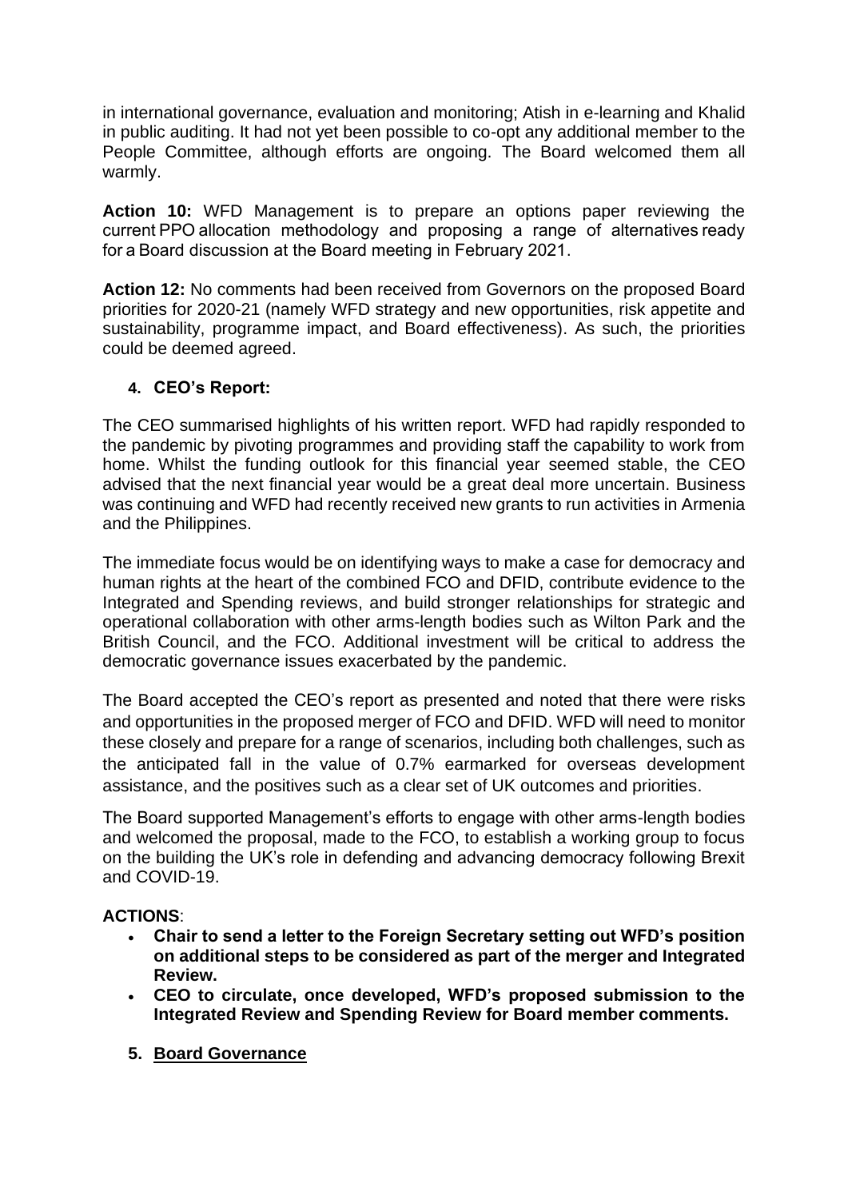in international governance, evaluation and monitoring; Atish in e-learning and Khalid in public auditing. It had not yet been possible to co-opt any additional member to the People Committee, although efforts are ongoing. The Board welcomed them all warmly.

**Action 10:** WFD Management is to prepare an options paper reviewing the current PPO allocation methodology and proposing a range of alternatives ready for a Board discussion at the Board meeting in February 2021.

**Action 12:** No comments had been received from Governors on the proposed Board priorities for 2020-21 (namely WFD strategy and new opportunities, risk appetite and sustainability, programme impact, and Board effectiveness). As such, the priorities could be deemed agreed.

## 4. CEO's Report:

The CEO summarised highlights of his written report. WFD had rapidly responded to the pandemic by pivoting programmes and providing staff the capability to work from home. Whilst the funding outlook for this financial year seemed stable, the CEO advised that the next financial year would be a great deal more uncertain. Business was continuing and WFD had recently received new grants to run activities in Armenia and the Philippines.

The immediate focus would be on identifying ways to make a case for democracy and human rights at the heart of the combined FCO and DFID, contribute evidence to the Integrated and Spending reviews, and build stronger relationships for strategic and operational collaboration with other arms-length bodies such as Wilton Park and the British Council, and the FCO. Additional investment will be critical to address the democratic governance issues exacerbated by the pandemic.

The Board accepted the CEO's report as presented and noted that there were risks and opportunities in the proposed merger of FCO and DFID. WFD will need to monitor these closely and prepare for a range of scenarios, including both challenges, such as the anticipated fall in the value of 0.7% earmarked for overseas development assistance, and the positives such as a clear set of UK outcomes and priorities.

The Board supported Management's efforts to engage with other arms-length bodies and welcomed the proposal, made to the FCO, to establish a working group to focus on the building the UK's role in defending and advancing democracy following Brexit and COVID-19.

**ACTIONS**:

- **Chair to send a letter to the Foreign Secretary setting out WFD's position on additional steps to be considered as part of the merger and Integrated Review.**
- **CEO to circulate, once developed, WFD's proposed submission to the Integrated Review and Spending Review for Board member comments.**

## 5. Board Governance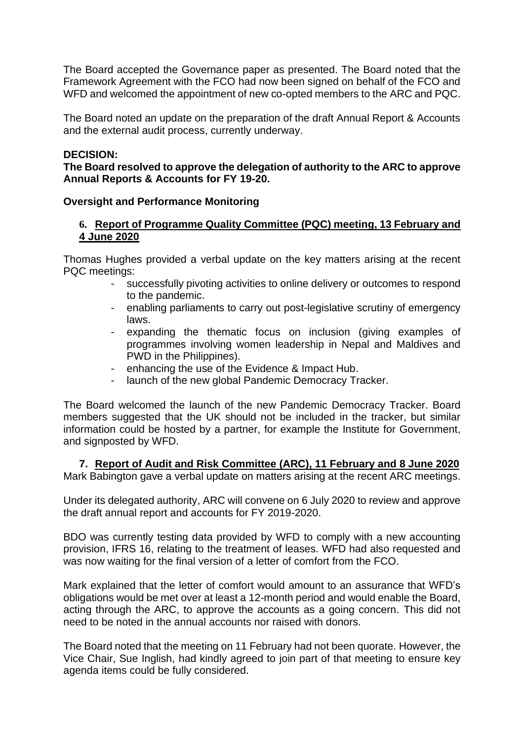The Board accepted the Governance paper as presented. The Board noted that the Framework Agreement with the FCO had now been signed on behalf of the FCO and WFD and welcomed the appointment of new co-opted members to the ARC and PQC.

The Board noted an update on the preparation of the draft Annual Report & Accounts and the external audit process, currently underway.

**DECISION:**
**The Board resolved to approve the delegation of authority to the ARC to approve Annual Reports & Accounts for FY 19-20.**

**Oversight and Performance Monitoring**

**6. Report of Programme Quality Committee (PQC) meeting, 13 February and 4 June 2020**

Thomas Hughes provided a verbal update on the key matters arising at the recent PQC meetings:

- successfully pivoting activities to online delivery or outcomes to respond to the pandemic.
- enabling parliaments to carry out post-legislative scrutiny of emergency laws.
- expanding the thematic focus on inclusion (giving examples of programmes involving women leadership in Nepal and Maldives and PWD in the Philippines).
- enhancing the use of the Evidence & Impact Hub.
- launch of the new global Pandemic Democracy Tracker.

The Board welcomed the launch of the new Pandemic Democracy Tracker. Board members suggested that the UK should not be included in the tracker, but similar information could be hosted by a partner, for example the Institute for Government, and signposted by WFD.

**7. Report of Audit and Risk Committee (ARC), 11 February and 8 June 2020**

Mark Babington gave a verbal update on matters arising at the recent ARC meetings.

Under its delegated authority, ARC will convene on 6 July 2020 to review and approve the draft annual report and accounts for FY 2019-2020.

BDO was currently testing data provided by WFD to comply with a new accounting provision, IFRS 16, relating to the treatment of leases. WFD had also requested and was now waiting for the final version of a letter of comfort from the FCO.

Mark explained that the letter of comfort would amount to an assurance that WFD's obligations would be met over at least a 12-month period and would enable the Board, acting through the ARC, to approve the accounts as a going concern. This did not need to be noted in the annual accounts nor raised with donors.

The Board noted that the meeting on 11 February had not been quorate. However, the Vice Chair, Sue Inglish, had kindly agreed to join part of that meeting to ensure key agenda items could be fully considered.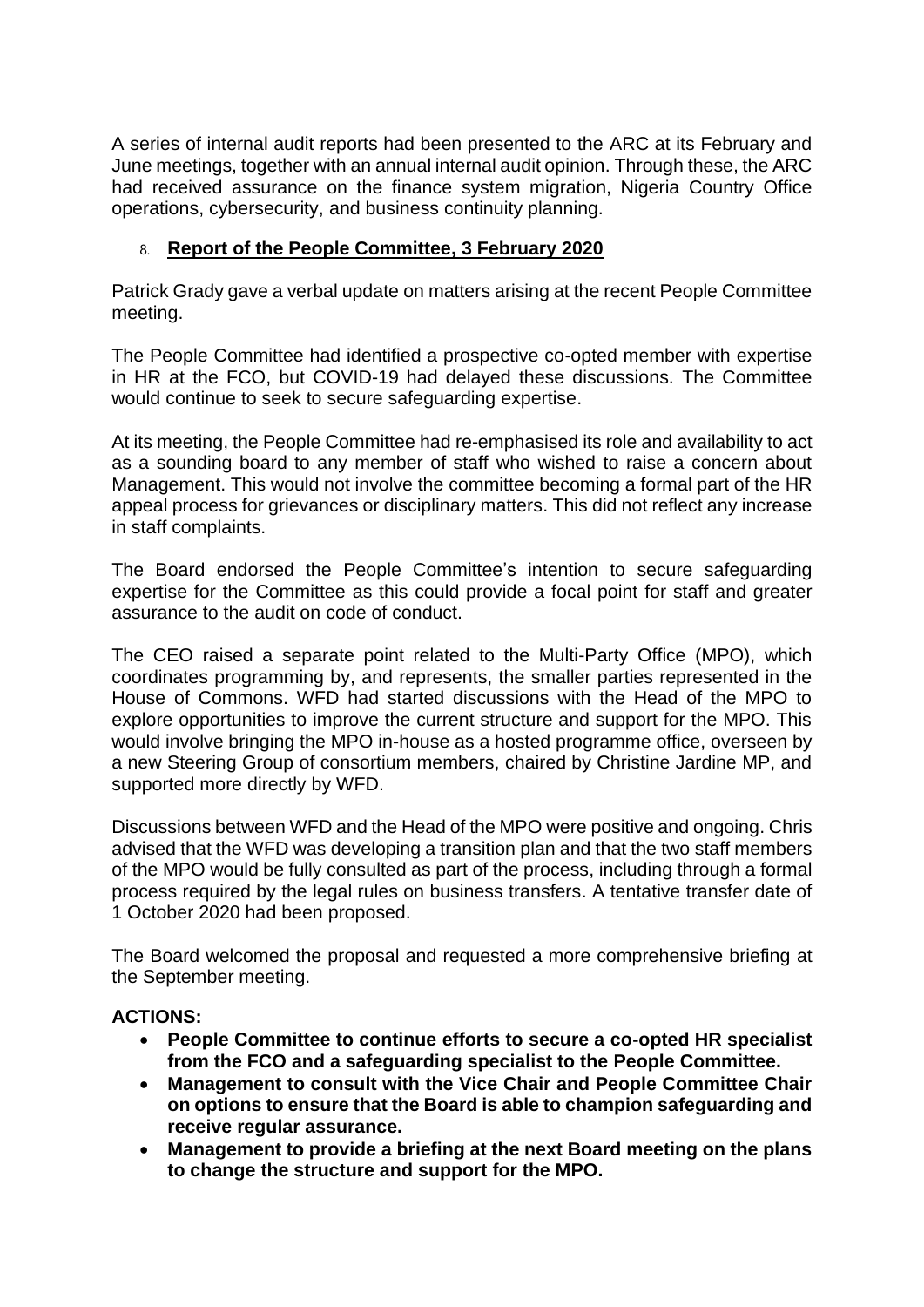A series of internal audit reports had been presented to the ARC at its February and June meetings, together with an annual internal audit opinion. Through these, the ARC had received assurance on the finance system migration, Nigeria Country Office operations, cybersecurity, and business continuity planning.

8. **Report of the People Committee, 3 February 2020**

Patrick Grady gave a verbal update on matters arising at the recent People Committee meeting.

The People Committee had identified a prospective co-opted member with expertise in HR at the FCO, but COVID-19 had delayed these discussions. The Committee would continue to seek to secure safeguarding expertise.

At its meeting, the People Committee had re-emphasised its role and availability to act as a sounding board to any member of staff who wished to raise a concern about Management. This would not involve the committee becoming a formal part of the HR appeal process for grievances or disciplinary matters. This did not reflect any increase in staff complaints.

The Board endorsed the People Committee's intention to secure safeguarding expertise for the Committee as this could provide a focal point for staff and greater assurance to the audit on code of conduct.

The CEO raised a separate point related to the Multi-Party Office (MPO), which coordinates programming by, and represents, the smaller parties represented in the House of Commons. WFD had started discussions with the Head of the MPO to explore opportunities to improve the current structure and support for the MPO. This would involve bringing the MPO in-house as a hosted programme office, overseen by a new Steering Group of consortium members, chaired by Christine Jardine MP, and supported more directly by WFD.

Discussions between WFD and the Head of the MPO were positive and ongoing. Chris advised that the WFD was developing a transition plan and that the two staff members of the MPO would be fully consulted as part of the process, including through a formal process required by the legal rules on business transfers. A tentative transfer date of 1 October 2020 had been proposed.

The Board welcomed the proposal and requested a more comprehensive briefing at the September meeting.

**ACTIONS:**

- **People Committee to continue efforts to secure a co-opted HR specialist from the FCO and a safeguarding specialist to the People Committee.**
- **Management to consult with the Vice Chair and People Committee Chair on options to ensure that the Board is able to champion safeguarding and receive regular assurance.**
- **Management to provide a briefing at the next Board meeting on the plans to change the structure and support for the MPO.**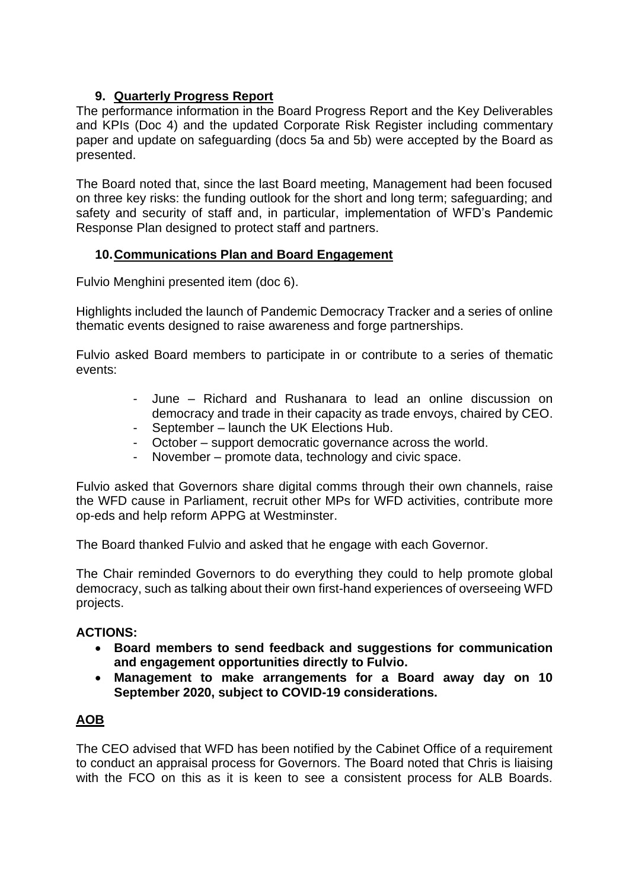## 9. Quarterly Progress Report

The performance information in the Board Progress Report and the Key Deliverables and KPIs (Doc 4) and the updated Corporate Risk Register including commentary paper and update on safeguarding (docs 5a and 5b) were accepted by the Board as presented.

The Board noted that, since the last Board meeting, Management had been focused on three key risks: the funding outlook for the short and long term; safeguarding; and safety and security of staff and, in particular, implementation of WFD's Pandemic Response Plan designed to protect staff and partners.

## 10. Communications Plan and Board Engagement

Fulvio Menghini presented item (doc 6).

Highlights included the launch of Pandemic Democracy Tracker and a series of online thematic events designed to raise awareness and forge partnerships.

Fulvio asked Board members to participate in or contribute to a series of thematic events:

- June – Richard and Rushanara to lead an online discussion on democracy and trade in their capacity as trade envoys, chaired by CEO.
- September – launch the UK Elections Hub.
- October – support democratic governance across the world.
- November – promote data, technology and civic space.

Fulvio asked that Governors share digital comms through their own channels, raise the WFD cause in Parliament, recruit other MPs for WFD activities, contribute more op-eds and help reform APPG at Westminster.

The Board thanked Fulvio and asked that he engage with each Governor.

The Chair reminded Governors to do everything they could to help promote global democracy, such as talking about their own first-hand experiences of overseeing WFD projects.

**ACTIONS:**

- **Board members to send feedback and suggestions for communication and engagement opportunities directly to Fulvio.**
- **Management to make arrangements for a Board away day on 10 September 2020, subject to COVID-19 considerations.**

## AOB

The CEO advised that WFD has been notified by the Cabinet Office of a requirement to conduct an appraisal process for Governors. The Board noted that Chris is liaising with the FCO on this as it is keen to see a consistent process for ALB Boards.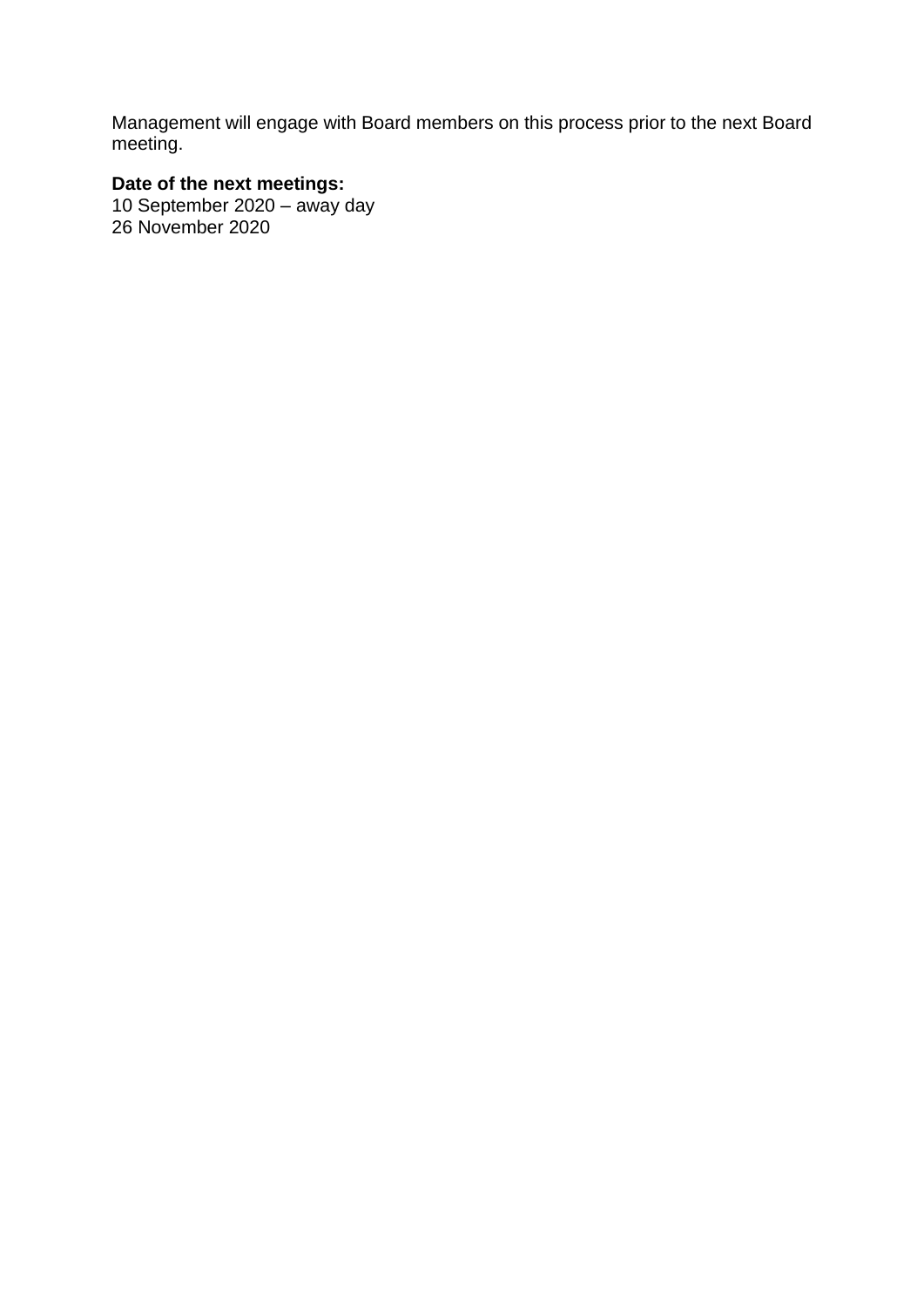Management will engage with Board members on this process prior to the next Board meeting.

**Date of the next meetings:**
10 September 2020 – away day
26 November 2020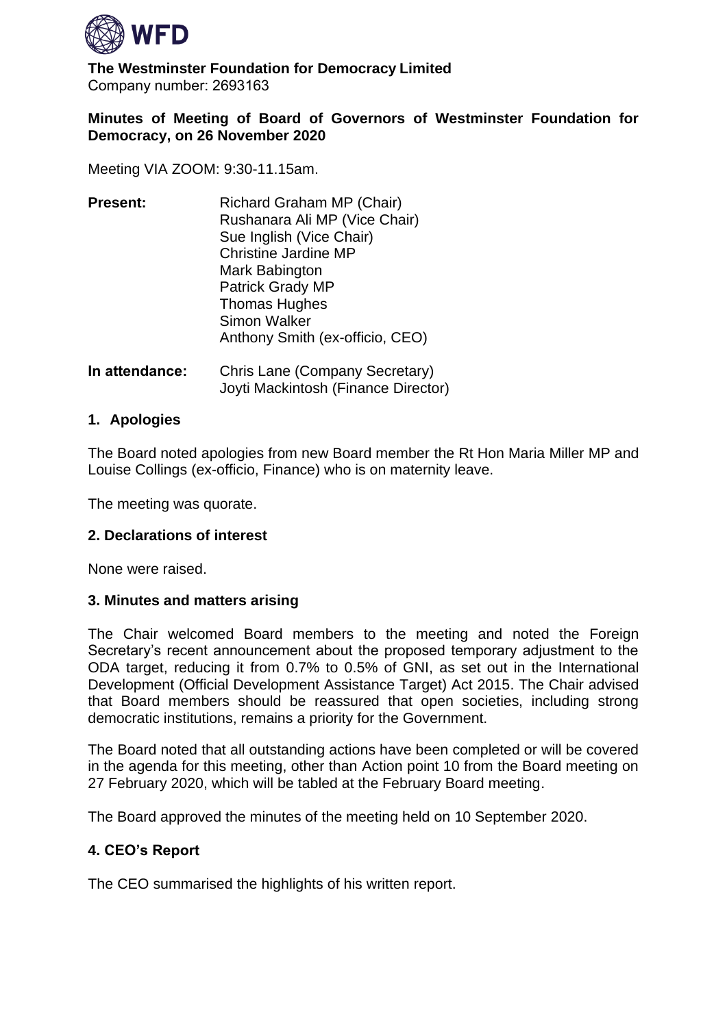**The Westminster Foundation for Democracy Limited**
Company number: 2693163

**Minutes of Meeting of Board of Governors of Westminster Foundation for Democracy, on 26 November 2020**

Meeting VIA ZOOM: 9:30-11.15am.

**Present:**
Richard Graham MP (Chair)
Rushanara Ali MP (Vice Chair)
Sue Inglish (Vice Chair)
Christine Jardine MP
Mark Babington
Patrick Grady MP
Thomas Hughes
Simon Walker
Anthony Smith (ex-officio, CEO)

**In attendance:**
Chris Lane (Company Secretary)
Joyti Mackintosh (Finance Director)

## 1. Apologies

The Board noted apologies from new Board member the Rt Hon Maria Miller MP and Louise Collings (ex-officio, Finance) who is on maternity leave.

The meeting was quorate.

## 2. Declarations of interest

None were raised.

## 3. Minutes and matters arising

The Chair welcomed Board members to the meeting and noted the Foreign Secretary's recent announcement about the proposed temporary adjustment to the ODA target, reducing it from 0.7% to 0.5% of GNI, as set out in the International Development (Official Development Assistance Target) Act 2015. The Chair advised that Board members should be reassured that open societies, including strong democratic institutions, remains a priority for the Government.

The Board noted that all outstanding actions have been completed or will be covered in the agenda for this meeting, other than Action point 10 from the Board meeting on 27 February 2020, which will be tabled at the February Board meeting.

The Board approved the minutes of the meeting held on 10 September 2020.

## 4. CEO's Report

The CEO summarised the highlights of his written report.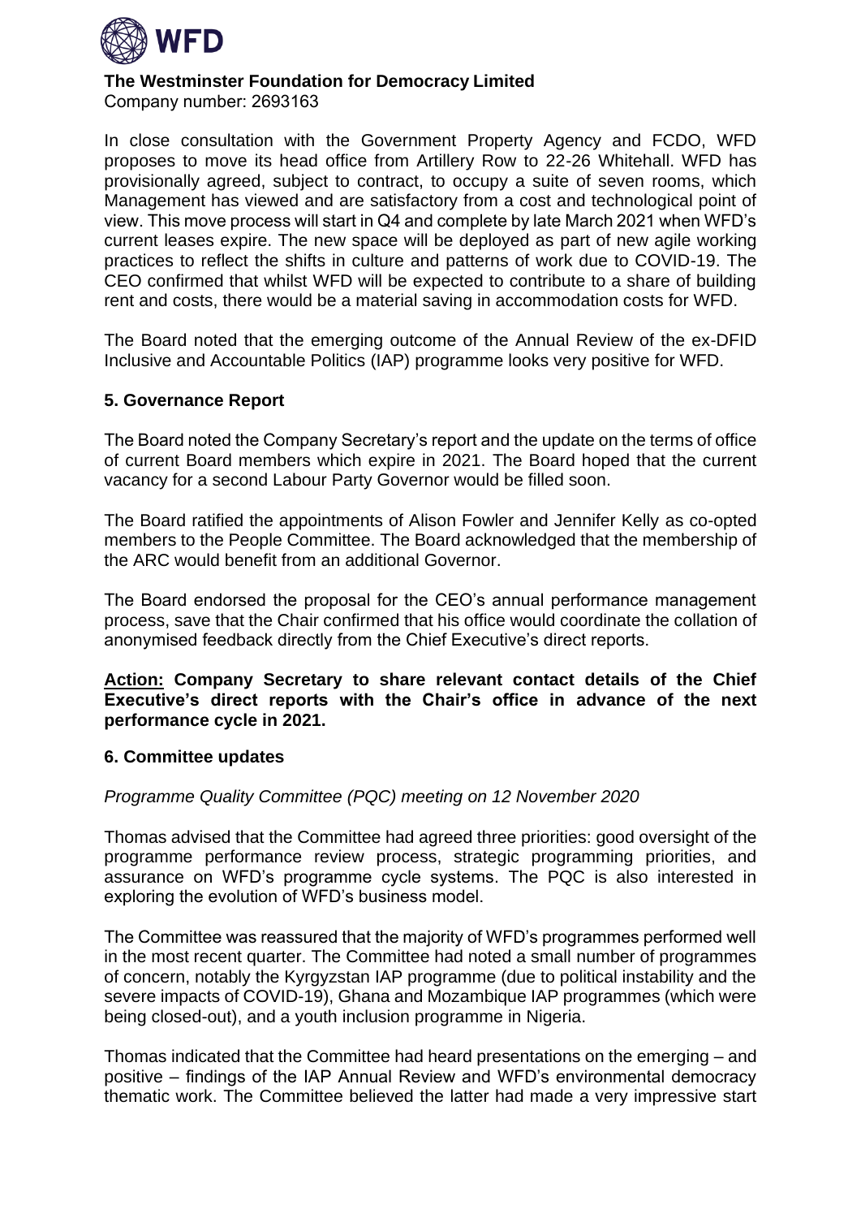**The Westminster Foundation for Democracy Limited**
Company number: 2693163

In close consultation with the Government Property Agency and FCDO, WFD proposes to move its head office from Artillery Row to 22-26 Whitehall. WFD has provisionally agreed, subject to contract, to occupy a suite of seven rooms, which Management has viewed and are satisfactory from a cost and technological point of view. This move process will start in Q4 and complete by late March 2021 when WFD's current leases expire. The new space will be deployed as part of new agile working practices to reflect the shifts in culture and patterns of work due to COVID-19. The CEO confirmed that whilst WFD will be expected to contribute to a share of building rent and costs, there would be a material saving in accommodation costs for WFD.

The Board noted that the emerging outcome of the Annual Review of the ex-DFID Inclusive and Accountable Politics (IAP) programme looks very positive for WFD.

## 5. Governance Report

The Board noted the Company Secretary's report and the update on the terms of office of current Board members which expire in 2021. The Board hoped that the current vacancy for a second Labour Party Governor would be filled soon.

The Board ratified the appointments of Alison Fowler and Jennifer Kelly as co-opted members to the People Committee. The Board acknowledged that the membership of the ARC would benefit from an additional Governor.

The Board endorsed the proposal for the CEO's annual performance management process, save that the Chair confirmed that his office would coordinate the collation of anonymised feedback directly from the Chief Executive's direct reports.

**Action: Company Secretary to share relevant contact details of the Chief Executive's direct reports with the Chair's office in advance of the next performance cycle in 2021.**

## 6. Committee updates

*Programme Quality Committee (PQC) meeting on 12 November 2020*

Thomas advised that the Committee had agreed three priorities: good oversight of the programme performance review process, strategic programming priorities, and assurance on WFD's programme cycle systems. The PQC is also interested in exploring the evolution of WFD's business model.

The Committee was reassured that the majority of WFD's programmes performed well in the most recent quarter. The Committee had noted a small number of programmes of concern, notably the Kyrgyzstan IAP programme (due to political instability and the severe impacts of COVID-19), Ghana and Mozambique IAP programmes (which were being closed-out), and a youth inclusion programme in Nigeria.

Thomas indicated that the Committee had heard presentations on the emerging – and positive – findings of the IAP Annual Review and WFD's environmental democracy thematic work. The Committee believed the latter had made a very impressive start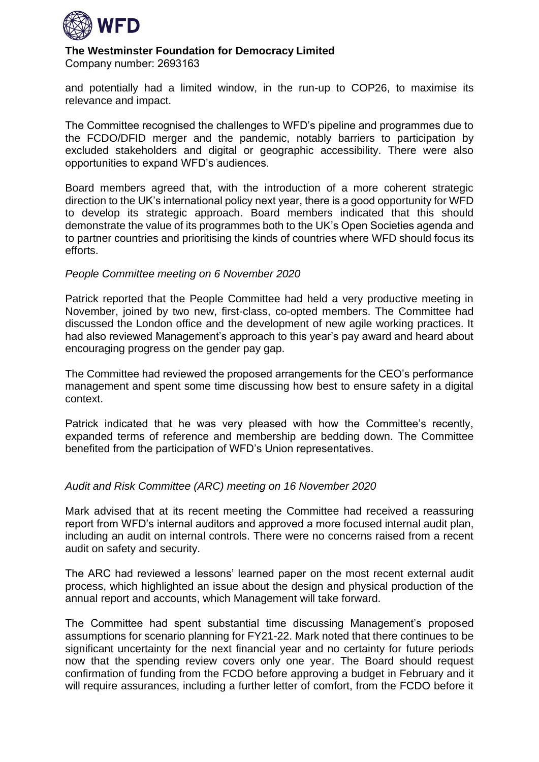and potentially had a limited window, in the run-up to COP26, to maximise its relevance and impact.

The Committee recognised the challenges to WFD's pipeline and programmes due to the FCDO/DFID merger and the pandemic, notably barriers to participation by excluded stakeholders and digital or geographic accessibility. There were also opportunities to expand WFD's audiences.

Board members agreed that, with the introduction of a more coherent strategic direction to the UK's international policy next year, there is a good opportunity for WFD to develop its strategic approach. Board members indicated that this should demonstrate the value of its programmes both to the UK's Open Societies agenda and to partner countries and prioritising the kinds of countries where WFD should focus its efforts.

*People Committee meeting on 6 November 2020*

Patrick reported that the People Committee had held a very productive meeting in November, joined by two new, first-class, co-opted members. The Committee had discussed the London office and the development of new agile working practices. It had also reviewed Management's approach to this year's pay award and heard about encouraging progress on the gender pay gap.

The Committee had reviewed the proposed arrangements for the CEO's performance management and spent some time discussing how best to ensure safety in a digital context.

Patrick indicated that he was very pleased with how the Committee's recently, expanded terms of reference and membership are bedding down. The Committee benefited from the participation of WFD's Union representatives.

*Audit and Risk Committee (ARC) meeting on 16 November 2020*

Mark advised that at its recent meeting the Committee had received a reassuring report from WFD's internal auditors and approved a more focused internal audit plan, including an audit on internal controls. There were no concerns raised from a recent audit on safety and security.

The ARC had reviewed a lessons' learned paper on the most recent external audit process, which highlighted an issue about the design and physical production of the annual report and accounts, which Management will take forward.

The Committee had spent substantial time discussing Management's proposed assumptions for scenario planning for FY21-22. Mark noted that there continues to be significant uncertainty for the next financial year and no certainty for future periods now that the spending review covers only one year. The Board should request confirmation of funding from the FCDO before approving a budget in February and it will require assurances, including a further letter of comfort, from the FCDO before it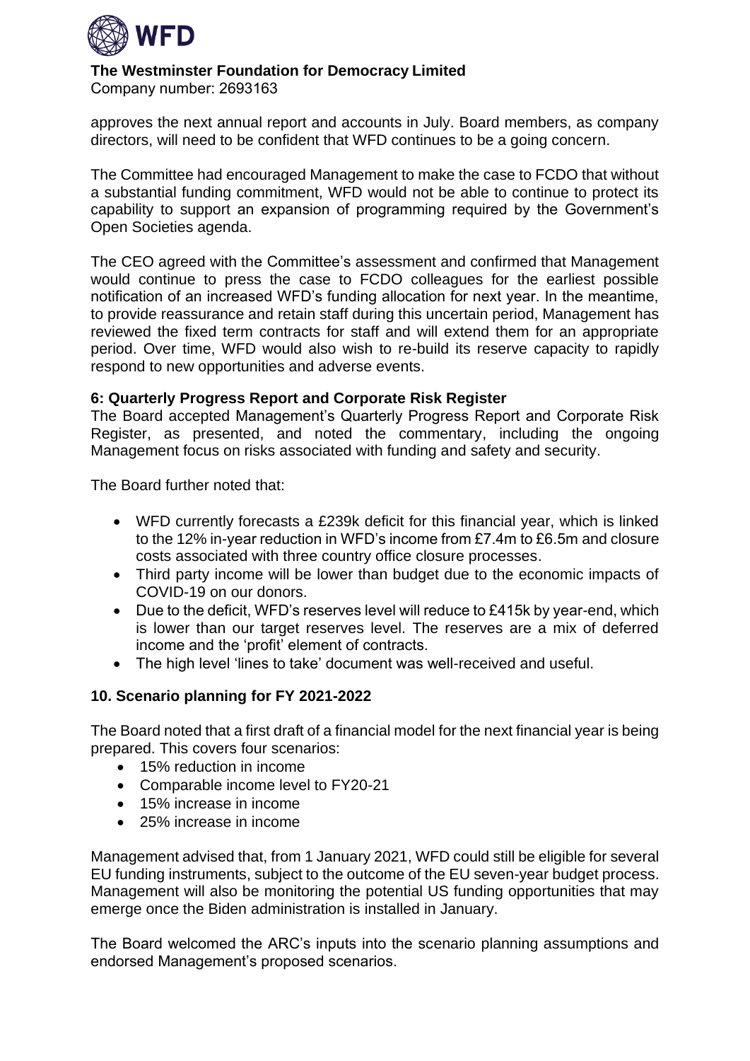approves the next annual report and accounts in July. Board members, as company directors, will need to be confident that WFD continues to be a going concern.

The Committee had encouraged Management to make the case to FCDO that without a substantial funding commitment, WFD would not be able to continue to protect its capability to support an expansion of programming required by the Government's Open Societies agenda.

The CEO agreed with the Committee's assessment and confirmed that Management would continue to press the case to FCDO colleagues for the earliest possible notification of an increased WFD's funding allocation for next year. In the meantime, to provide reassurance and retain staff during this uncertain period, Management has reviewed the fixed term contracts for staff and will extend them for an appropriate period. Over time, WFD would also wish to re-build its reserve capacity to rapidly respond to new opportunities and adverse events.

**6: Quarterly Progress Report and Corporate Risk Register**

The Board accepted Management's Quarterly Progress Report and Corporate Risk Register, as presented, and noted the commentary, including the ongoing Management focus on risks associated with funding and safety and security.

The Board further noted that:

- WFD currently forecasts a £239k deficit for this financial year, which is linked to the 12% in-year reduction in WFD's income from £7.4m to £6.5m and closure costs associated with three country office closure processes.
- Third party income will be lower than budget due to the economic impacts of COVID-19 on our donors.
- Due to the deficit, WFD's reserves level will reduce to £415k by year-end, which is lower than our target reserves level. The reserves are a mix of deferred income and the 'profit' element of contracts.
- The high level 'lines to take' document was well-received and useful.

## 10. Scenario planning for FY 2021-2022

The Board noted that a first draft of a financial model for the next financial year is being prepared. This covers four scenarios:

- 15% reduction in income
- Comparable income level to FY20-21
- 15% increase in income
- 25% increase in income

Management advised that, from 1 January 2021, WFD could still be eligible for several EU funding instruments, subject to the outcome of the EU seven-year budget process. Management will also be monitoring the potential US funding opportunities that may emerge once the Biden administration is installed in January.

The Board welcomed the ARC's inputs into the scenario planning assumptions and endorsed Management's proposed scenarios.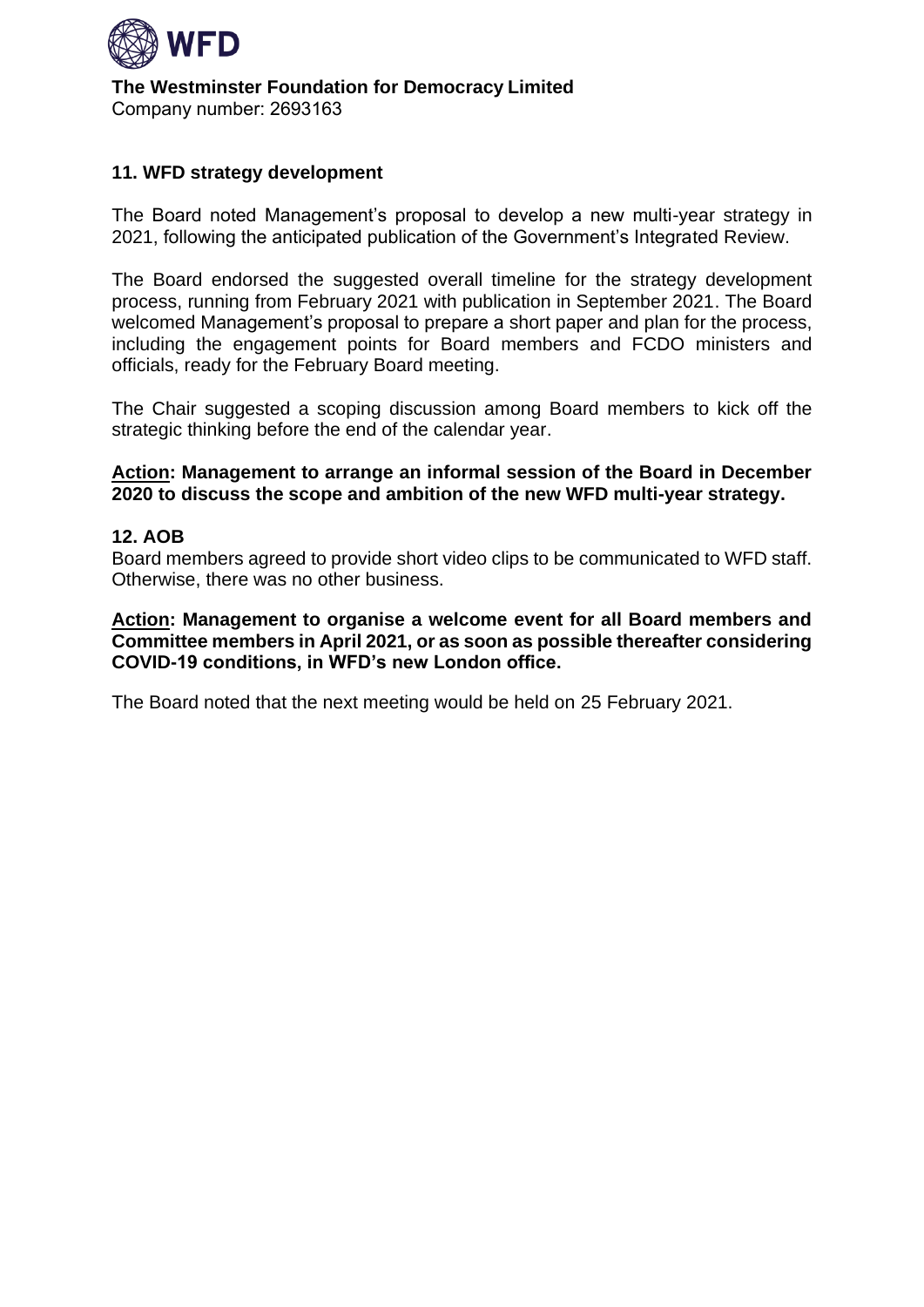**The Westminster Foundation for Democracy Limited**
Company number: 2693163

### 11. WFD strategy development

The Board noted Management's proposal to develop a new multi-year strategy in 2021, following the anticipated publication of the Government's Integrated Review.

The Board endorsed the suggested overall timeline for the strategy development process, running from February 2021 with publication in September 2021. The Board welcomed Management's proposal to prepare a short paper and plan for the process, including the engagement points for Board members and FCDO ministers and officials, ready for the February Board meeting.

The Chair suggested a scoping discussion among Board members to kick off the strategic thinking before the end of the calendar year.

**Action: Management to arrange an informal session of the Board in December 2020 to discuss the scope and ambition of the new WFD multi-year strategy.**

### 12. AOB

Board members agreed to provide short video clips to be communicated to WFD staff. Otherwise, there was no other business.

**Action: Management to organise a welcome event for all Board members and Committee members in April 2021, or as soon as possible thereafter considering COVID-19 conditions, in WFD's new London office.**

The Board noted that the next meeting would be held on 25 February 2021.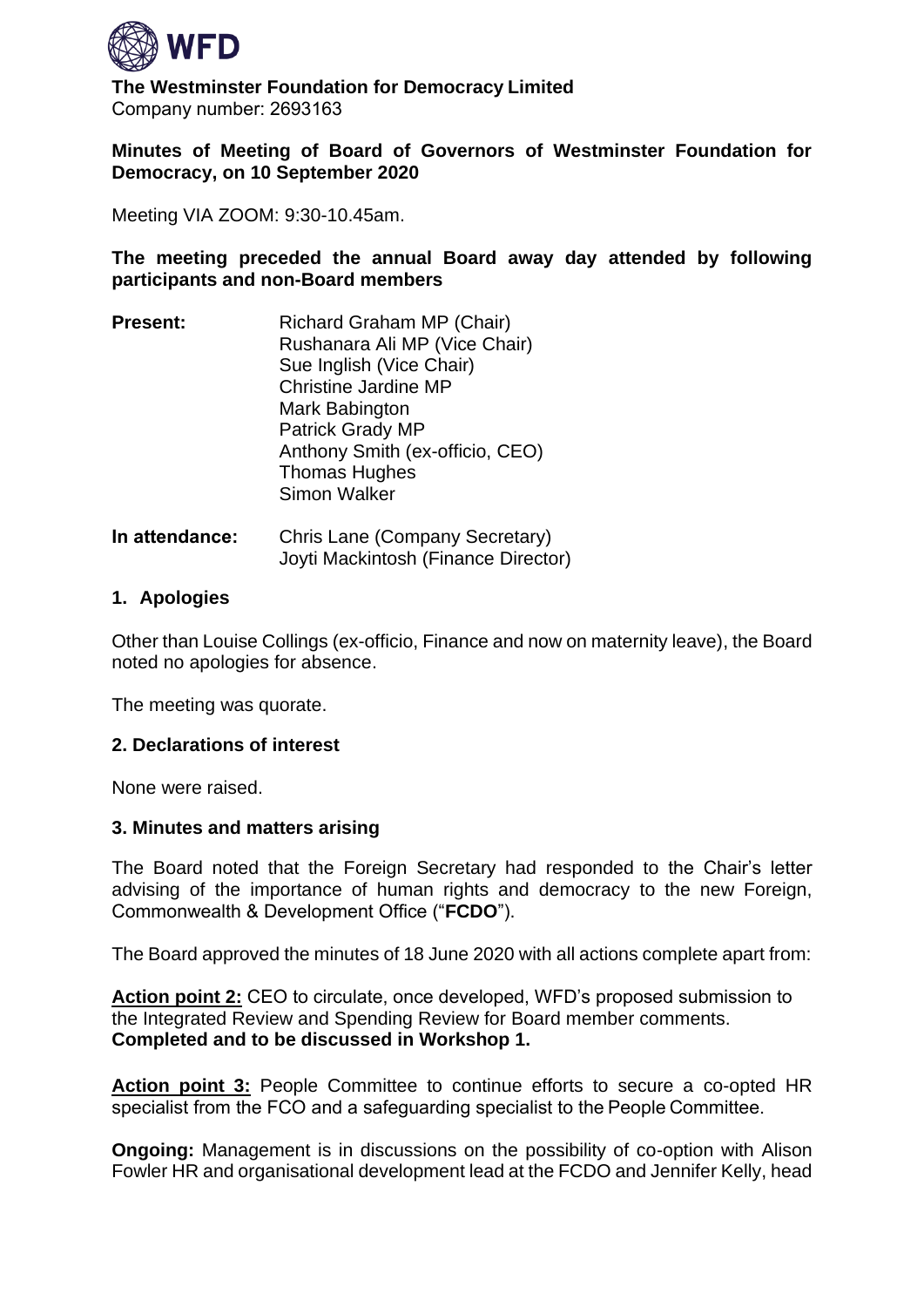**The Westminster Foundation for Democracy Limited**
Company number: 2693163

**Minutes of Meeting of Board of Governors of Westminster Foundation for Democracy, on 10 September 2020**

Meeting VIA ZOOM: 9:30-10.45am.

**The meeting preceded the annual Board away day attended by following participants and non-Board members**

| | |
|---|---|
| **Present:** | Richard Graham MP (Chair)<br>Rushanara Ali MP (Vice Chair)<br>Sue Inglish (Vice Chair)<br>Christine Jardine MP<br>Mark Babington<br>Patrick Grady MP<br>Anthony Smith (ex-officio, CEO)<br>Thomas Hughes<br>Simon Walker |
| **In attendance:** | Chris Lane (Company Secretary)<br>Joyti Mackintosh (Finance Director) |

## 1. Apologies

Other than Louise Collings (ex-officio, Finance and now on maternity leave), the Board noted no apologies for absence.

The meeting was quorate.

## 2. Declarations of interest

None were raised.

## 3. Minutes and matters arising

The Board noted that the Foreign Secretary had responded to the Chair's letter advising of the importance of human rights and democracy to the new Foreign, Commonwealth & Development Office ("**FCDO**").

The Board approved the minutes of 18 June 2020 with all actions complete apart from:

**Action point 2:** CEO to circulate, once developed, WFD's proposed submission to the Integrated Review and Spending Review for Board member comments. **Completed and to be discussed in Workshop 1.**

**Action point 3:** People Committee to continue efforts to secure a co-opted HR specialist from the FCO and a safeguarding specialist to the People Committee.

**Ongoing:** Management is in discussions on the possibility of co-option with Alison Fowler HR and organisational development lead at the FCDO and Jennifer Kelly, head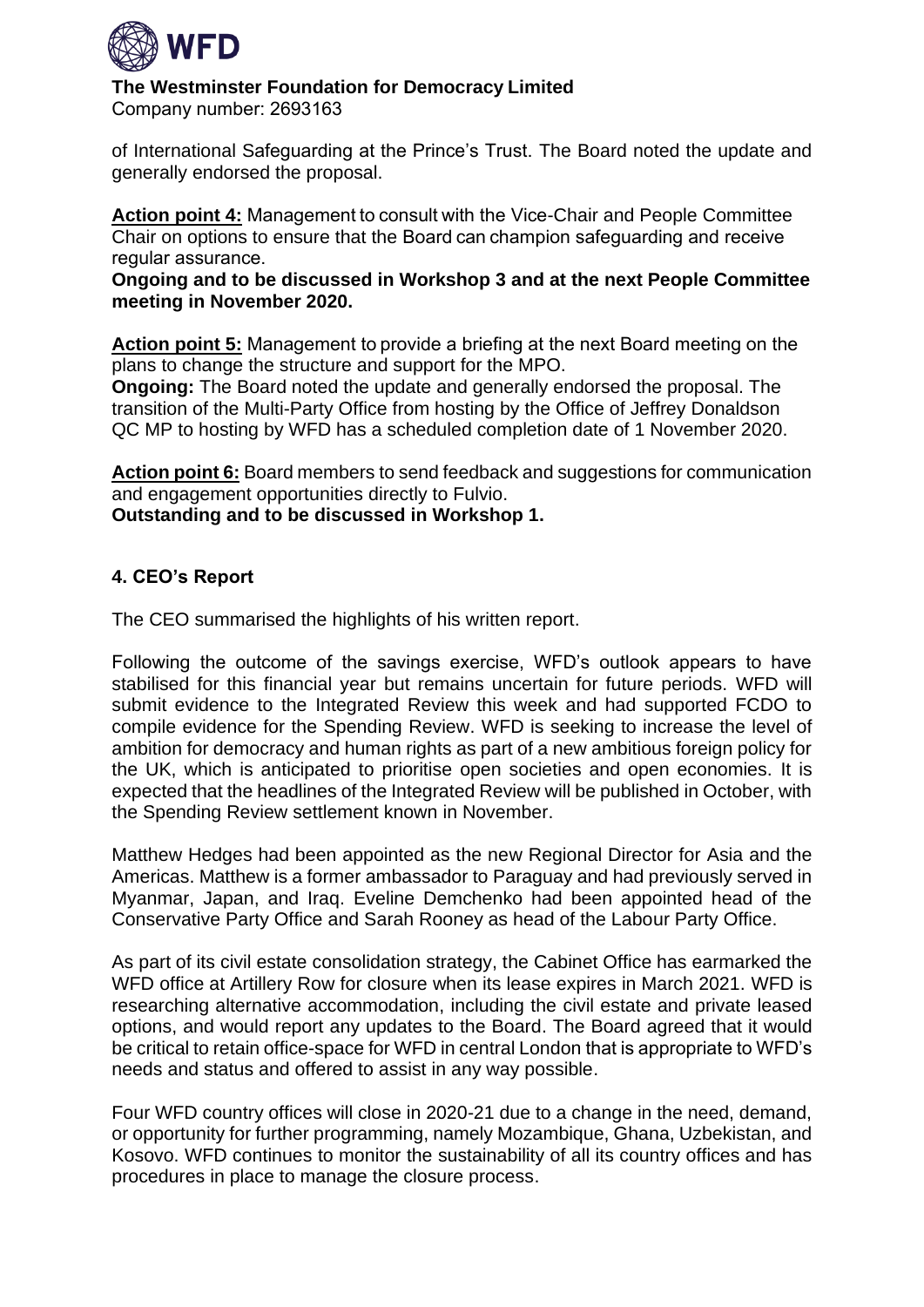of International Safeguarding at the Prince's Trust. The Board noted the update and generally endorsed the proposal.

**Action point 4:** Management to consult with the Vice-Chair and People Committee Chair on options to ensure that the Board can champion safeguarding and receive regular assurance.
**Ongoing and to be discussed in Workshop 3 and at the next People Committee meeting in November 2020.**

**Action point 5:** Management to provide a briefing at the next Board meeting on the plans to change the structure and support for the MPO.
**Ongoing:** The Board noted the update and generally endorsed the proposal. The transition of the Multi-Party Office from hosting by the Office of Jeffrey Donaldson QC MP to hosting by WFD has a scheduled completion date of 1 November 2020.

**Action point 6:** Board members to send feedback and suggestions for communication and engagement opportunities directly to Fulvio.
**Outstanding and to be discussed in Workshop 1.**

### 4. CEO's Report

The CEO summarised the highlights of his written report.

Following the outcome of the savings exercise, WFD's outlook appears to have stabilised for this financial year but remains uncertain for future periods. WFD will submit evidence to the Integrated Review this week and had supported FCDO to compile evidence for the Spending Review. WFD is seeking to increase the level of ambition for democracy and human rights as part of a new ambitious foreign policy for the UK, which is anticipated to prioritise open societies and open economies. It is expected that the headlines of the Integrated Review will be published in October, with the Spending Review settlement known in November.

Matthew Hedges had been appointed as the new Regional Director for Asia and the Americas. Matthew is a former ambassador to Paraguay and had previously served in Myanmar, Japan, and Iraq. Eveline Demchenko had been appointed head of the Conservative Party Office and Sarah Rooney as head of the Labour Party Office.

As part of its civil estate consolidation strategy, the Cabinet Office has earmarked the WFD office at Artillery Row for closure when its lease expires in March 2021. WFD is researching alternative accommodation, including the civil estate and private leased options, and would report any updates to the Board. The Board agreed that it would be critical to retain office-space for WFD in central London that is appropriate to WFD's needs and status and offered to assist in any way possible.

Four WFD country offices will close in 2020-21 due to a change in the need, demand, or opportunity for further programming, namely Mozambique, Ghana, Uzbekistan, and Kosovo. WFD continues to monitor the sustainability of all its country offices and has procedures in place to manage the closure process.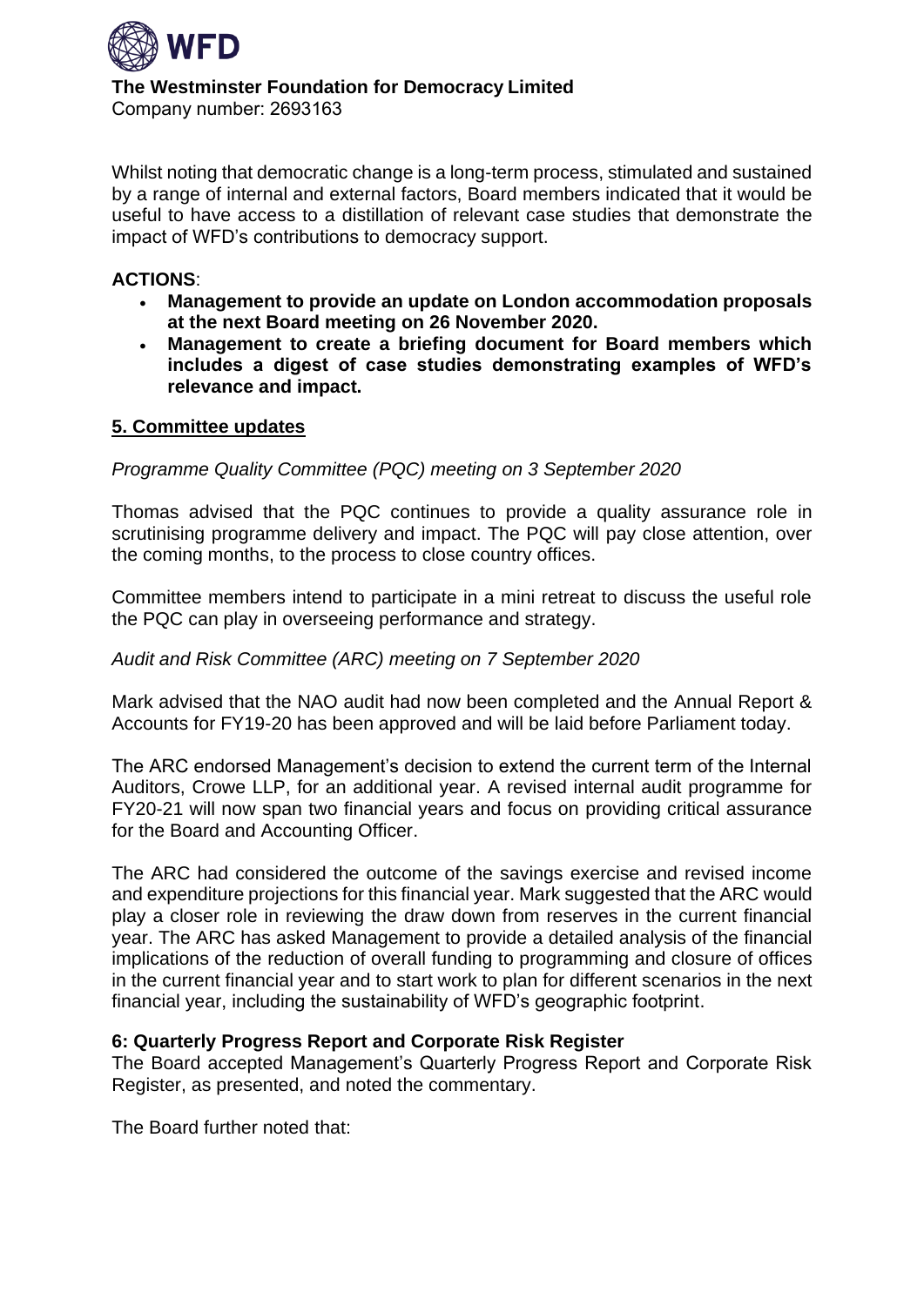Whilst noting that democratic change is a long-term process, stimulated and sustained by a range of internal and external factors, Board members indicated that it would be useful to have access to a distillation of relevant case studies that demonstrate the impact of WFD's contributions to democracy support.

**ACTIONS**:

- **Management to provide an update on London accommodation proposals at the next Board meeting on 26 November 2020.**
- **Management to create a briefing document for Board members which includes a digest of case studies demonstrating examples of WFD's relevance and impact.**

## 5. Committee updates

*Programme Quality Committee (PQC) meeting on 3 September 2020*

Thomas advised that the PQC continues to provide a quality assurance role in scrutinising programme delivery and impact. The PQC will pay close attention, over the coming months, to the process to close country offices.

Committee members intend to participate in a mini retreat to discuss the useful role the PQC can play in overseeing performance and strategy.

*Audit and Risk Committee (ARC) meeting on 7 September 2020*

Mark advised that the NAO audit had now been completed and the Annual Report & Accounts for FY19-20 has been approved and will be laid before Parliament today.

The ARC endorsed Management's decision to extend the current term of the Internal Auditors, Crowe LLP, for an additional year. A revised internal audit programme for FY20-21 will now span two financial years and focus on providing critical assurance for the Board and Accounting Officer.

The ARC had considered the outcome of the savings exercise and revised income and expenditure projections for this financial year. Mark suggested that the ARC would play a closer role in reviewing the draw down from reserves in the current financial year. The ARC has asked Management to provide a detailed analysis of the financial implications of the reduction of overall funding to programming and closure of offices in the current financial year and to start work to plan for different scenarios in the next financial year, including the sustainability of WFD's geographic footprint.

## 6: Quarterly Progress Report and Corporate Risk Register

The Board accepted Management's Quarterly Progress Report and Corporate Risk Register, as presented, and noted the commentary.

The Board further noted that: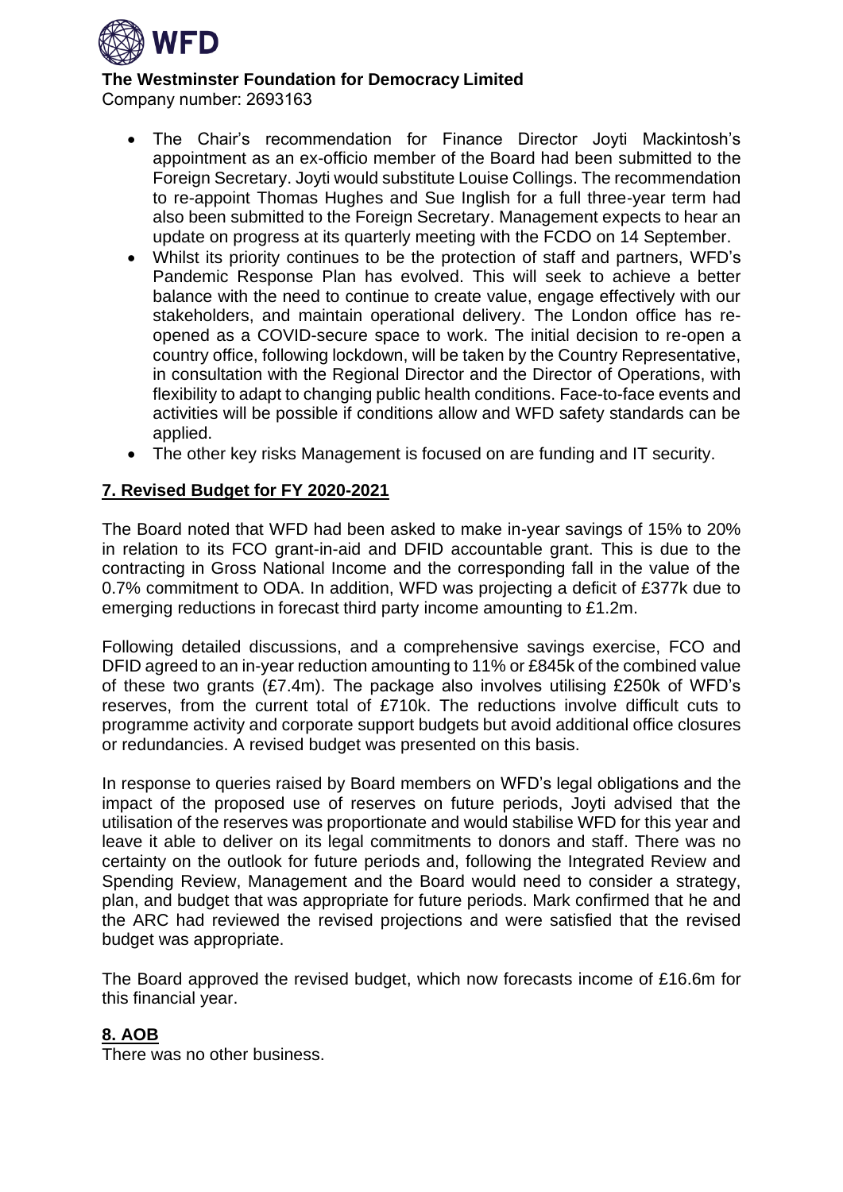- The Chair's recommendation for Finance Director Joyti Mackintosh's appointment as an ex-officio member of the Board had been submitted to the Foreign Secretary. Joyti would substitute Louise Collings. The recommendation to re-appoint Thomas Hughes and Sue Inglish for a full three-year term had also been submitted to the Foreign Secretary. Management expects to hear an update on progress at its quarterly meeting with the FCDO on 14 September.
- Whilst its priority continues to be the protection of staff and partners, WFD's Pandemic Response Plan has evolved. This will seek to achieve a better balance with the need to continue to create value, engage effectively with our stakeholders, and maintain operational delivery. The London office has re-opened as a COVID-secure space to work. The initial decision to re-open a country office, following lockdown, will be taken by the Country Representative, in consultation with the Regional Director and the Director of Operations, with flexibility to adapt to changing public health conditions. Face-to-face events and activities will be possible if conditions allow and WFD safety standards can be applied.
- The other key risks Management is focused on are funding and IT security.

## 7. Revised Budget for FY 2020-2021

The Board noted that WFD had been asked to make in-year savings of 15% to 20% in relation to its FCO grant-in-aid and DFID accountable grant. This is due to the contracting in Gross National Income and the corresponding fall in the value of the 0.7% commitment to ODA. In addition, WFD was projecting a deficit of £377k due to emerging reductions in forecast third party income amounting to £1.2m.

Following detailed discussions, and a comprehensive savings exercise, FCO and DFID agreed to an in-year reduction amounting to 11% or £845k of the combined value of these two grants (£7.4m). The package also involves utilising £250k of WFD's reserves, from the current total of £710k. The reductions involve difficult cuts to programme activity and corporate support budgets but avoid additional office closures or redundancies. A revised budget was presented on this basis.

In response to queries raised by Board members on WFD's legal obligations and the impact of the proposed use of reserves on future periods, Joyti advised that the utilisation of the reserves was proportionate and would stabilise WFD for this year and leave it able to deliver on its legal commitments to donors and staff. There was no certainty on the outlook for future periods and, following the Integrated Review and Spending Review, Management and the Board would need to consider a strategy, plan, and budget that was appropriate for future periods. Mark confirmed that he and the ARC had reviewed the revised projections and were satisfied that the revised budget was appropriate.

The Board approved the revised budget, which now forecasts income of £16.6m for this financial year.

## 8. AOB

There was no other business.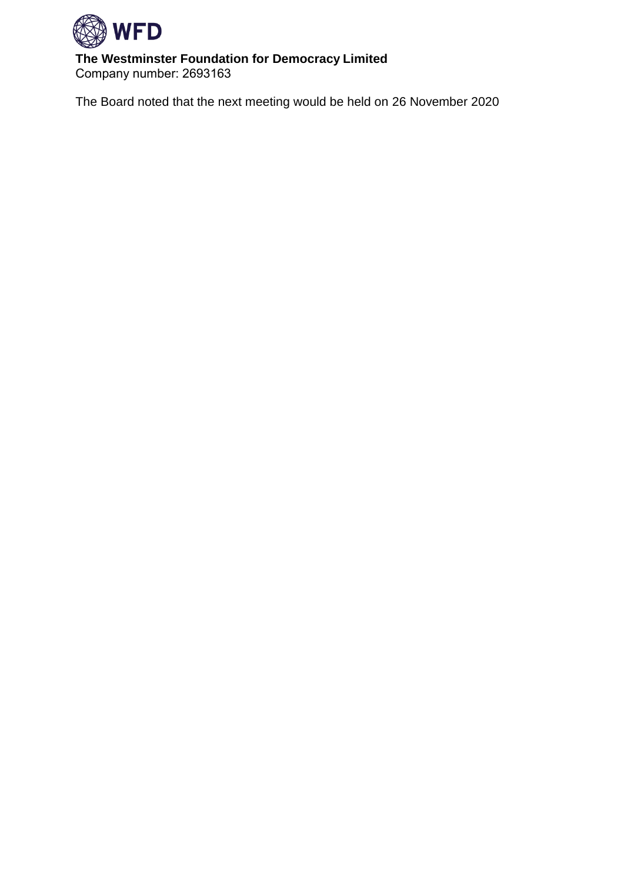**The Westminster Foundation for Democracy Limited**
Company number: 2693163

The Board noted that the next meeting would be held on 26 November 2020